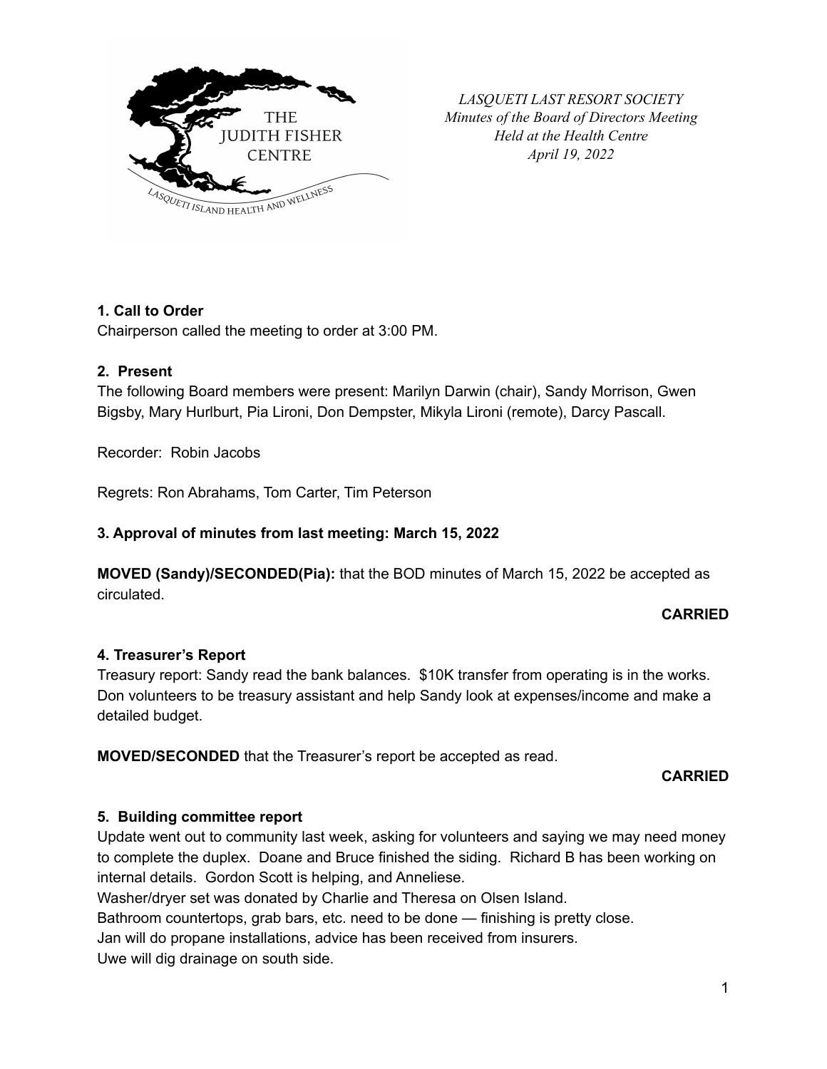*LASQUETI LAST RESORT SOCIETY*
*Minutes of the Board of Directors Meeting*
*Held at the Health Centre*
*April 19, 2022*

**1. Call to Order**

Chairperson called the meeting to order at 3:00 PM.

**2. Present**

The following Board members were present: Marilyn Darwin (chair), Sandy Morrison, Gwen Bigsby, Mary Hurlburt, Pia Lironi, Don Dempster, Mikyla Lironi (remote), Darcy Pascall.

Recorder: Robin Jacobs

Regrets: Ron Abrahams, Tom Carter, Tim Peterson

**3. Approval of minutes from last meeting: March 15, 2022**

**MOVED (Sandy)/SECONDED(Pia):** that the BOD minutes of March 15, 2022 be accepted as circulated.

**CARRIED**

**4. Treasurer's Report**

Treasury report: Sandy read the bank balances. $10K transfer from operating is in the works. Don volunteers to be treasury assistant and help Sandy look at expenses/income and make a detailed budget.

**MOVED/SECONDED** that the Treasurer's report be accepted as read.

**CARRIED**

**5. Building committee report**

Update went out to community last week, asking for volunteers and saying we may need money to complete the duplex. Doane and Bruce finished the siding. Richard B has been working on internal details. Gordon Scott is helping, and Anneliese.
Washer/dryer set was donated by Charlie and Theresa on Olsen Island.
Bathroom countertops, grab bars, etc. need to be done — finishing is pretty close.
Jan will do propane installations, advice has been received from insurers.
Uwe will dig drainage on south side.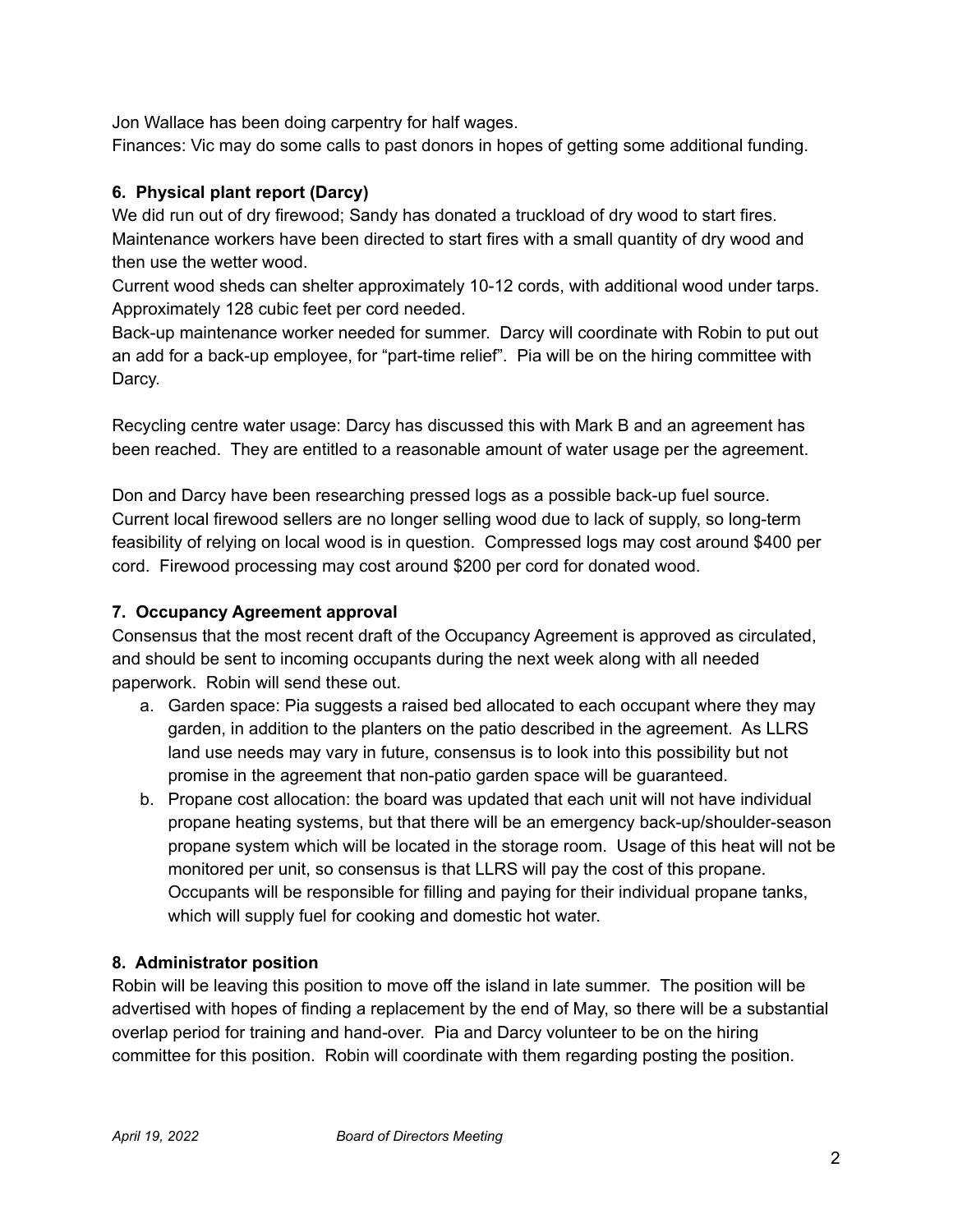Jon Wallace has been doing carpentry for half wages.
Finances: Vic may do some calls to past donors in hopes of getting some additional funding.

**6. Physical plant report (Darcy)**

We did run out of dry firewood; Sandy has donated a truckload of dry wood to start fires. Maintenance workers have been directed to start fires with a small quantity of dry wood and then use the wetter wood.
Current wood sheds can shelter approximately 10-12 cords, with additional wood under tarps. Approximately 128 cubic feet per cord needed.
Back-up maintenance worker needed for summer. Darcy will coordinate with Robin to put out an add for a back-up employee, for "part-time relief". Pia will be on the hiring committee with Darcy.

Recycling centre water usage: Darcy has discussed this with Mark B and an agreement has been reached. They are entitled to a reasonable amount of water usage per the agreement.

Don and Darcy have been researching pressed logs as a possible back-up fuel source. Current local firewood sellers are no longer selling wood due to lack of supply, so long-term feasibility of relying on local wood is in question. Compressed logs may cost around $400 per cord. Firewood processing may cost around $200 per cord for donated wood.

**7. Occupancy Agreement approval**

Consensus that the most recent draft of the Occupancy Agreement is approved as circulated, and should be sent to incoming occupants during the next week along with all needed paperwork. Robin will send these out.

a. Garden space: Pia suggests a raised bed allocated to each occupant where they may garden, in addition to the planters on the patio described in the agreement. As LLRS land use needs may vary in future, consensus is to look into this possibility but not promise in the agreement that non-patio garden space will be guaranteed.
b. Propane cost allocation: the board was updated that each unit will not have individual propane heating systems, but that there will be an emergency back-up/shoulder-season propane system which will be located in the storage room. Usage of this heat will not be monitored per unit, so consensus is that LLRS will pay the cost of this propane. Occupants will be responsible for filling and paying for their individual propane tanks, which will supply fuel for cooking and domestic hot water.

**8. Administrator position**

Robin will be leaving this position to move off the island in late summer. The position will be advertised with hopes of finding a replacement by the end of May, so there will be a substantial overlap period for training and hand-over. Pia and Darcy volunteer to be on the hiring committee for this position. Robin will coordinate with them regarding posting the position.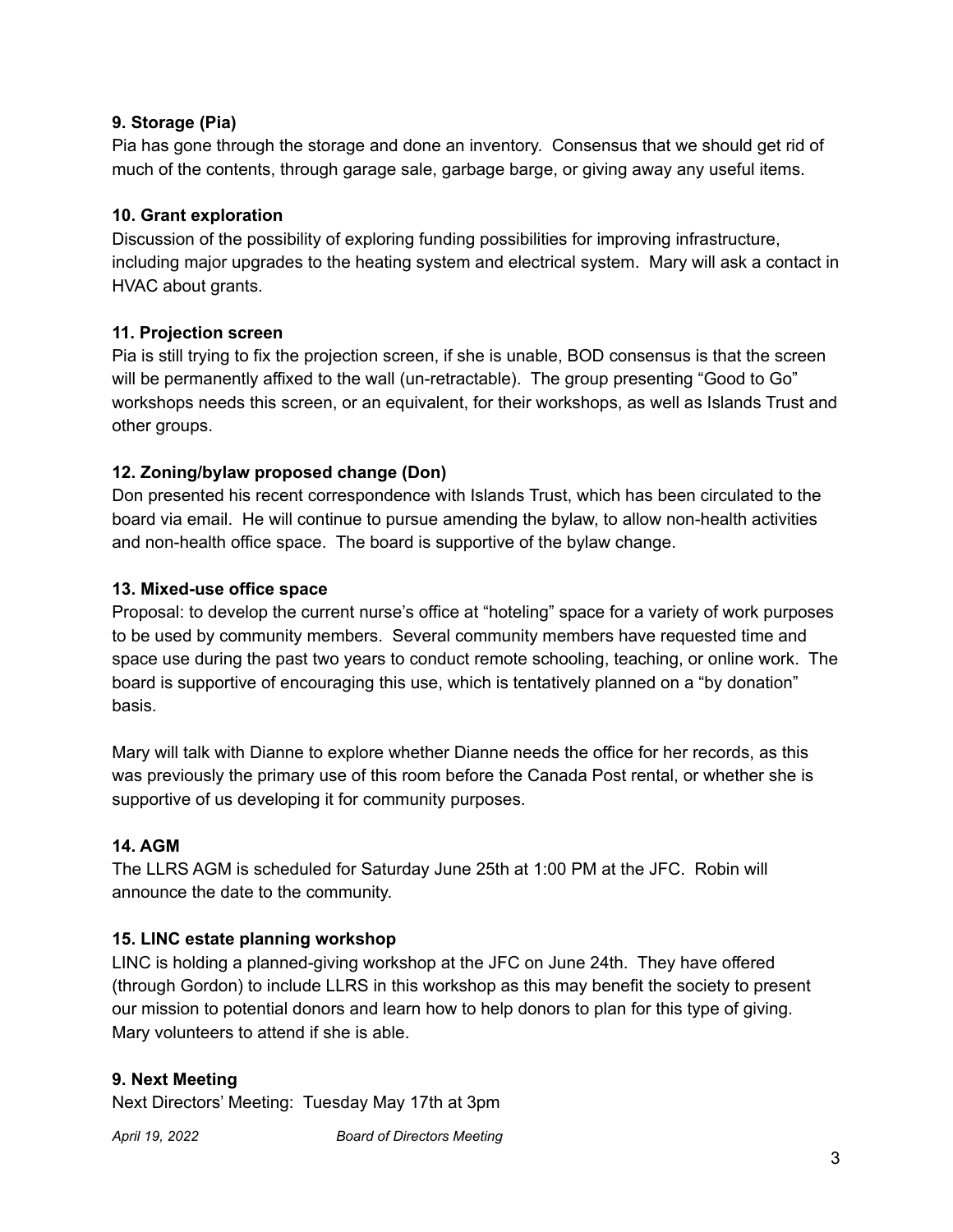**9. Storage (Pia)**

Pia has gone through the storage and done an inventory. Consensus that we should get rid of much of the contents, through garage sale, garbage barge, or giving away any useful items.

**10. Grant exploration**

Discussion of the possibility of exploring funding possibilities for improving infrastructure, including major upgrades to the heating system and electrical system. Mary will ask a contact in HVAC about grants.

**11. Projection screen**

Pia is still trying to fix the projection screen, if she is unable, BOD consensus is that the screen will be permanently affixed to the wall (un-retractable). The group presenting "Good to Go" workshops needs this screen, or an equivalent, for their workshops, as well as Islands Trust and other groups.

**12. Zoning/bylaw proposed change (Don)**

Don presented his recent correspondence with Islands Trust, which has been circulated to the board via email. He will continue to pursue amending the bylaw, to allow non-health activities and non-health office space. The board is supportive of the bylaw change.

**13. Mixed-use office space**

Proposal: to develop the current nurse's office at "hoteling" space for a variety of work purposes to be used by community members. Several community members have requested time and space use during the past two years to conduct remote schooling, teaching, or online work. The board is supportive of encouraging this use, which is tentatively planned on a "by donation" basis.

Mary will talk with Dianne to explore whether Dianne needs the office for her records, as this was previously the primary use of this room before the Canada Post rental, or whether she is supportive of us developing it for community purposes.

**14. AGM**

The LLRS AGM is scheduled for Saturday June 25th at 1:00 PM at the JFC. Robin will announce the date to the community.

**15. LINC estate planning workshop**

LINC is holding a planned-giving workshop at the JFC on June 24th. They have offered (through Gordon) to include LLRS in this workshop as this may benefit the society to present our mission to potential donors and learn how to help donors to plan for this type of giving. Mary volunteers to attend if she is able.

**9. Next Meeting**

Next Directors' Meeting: Tuesday May 17th at 3pm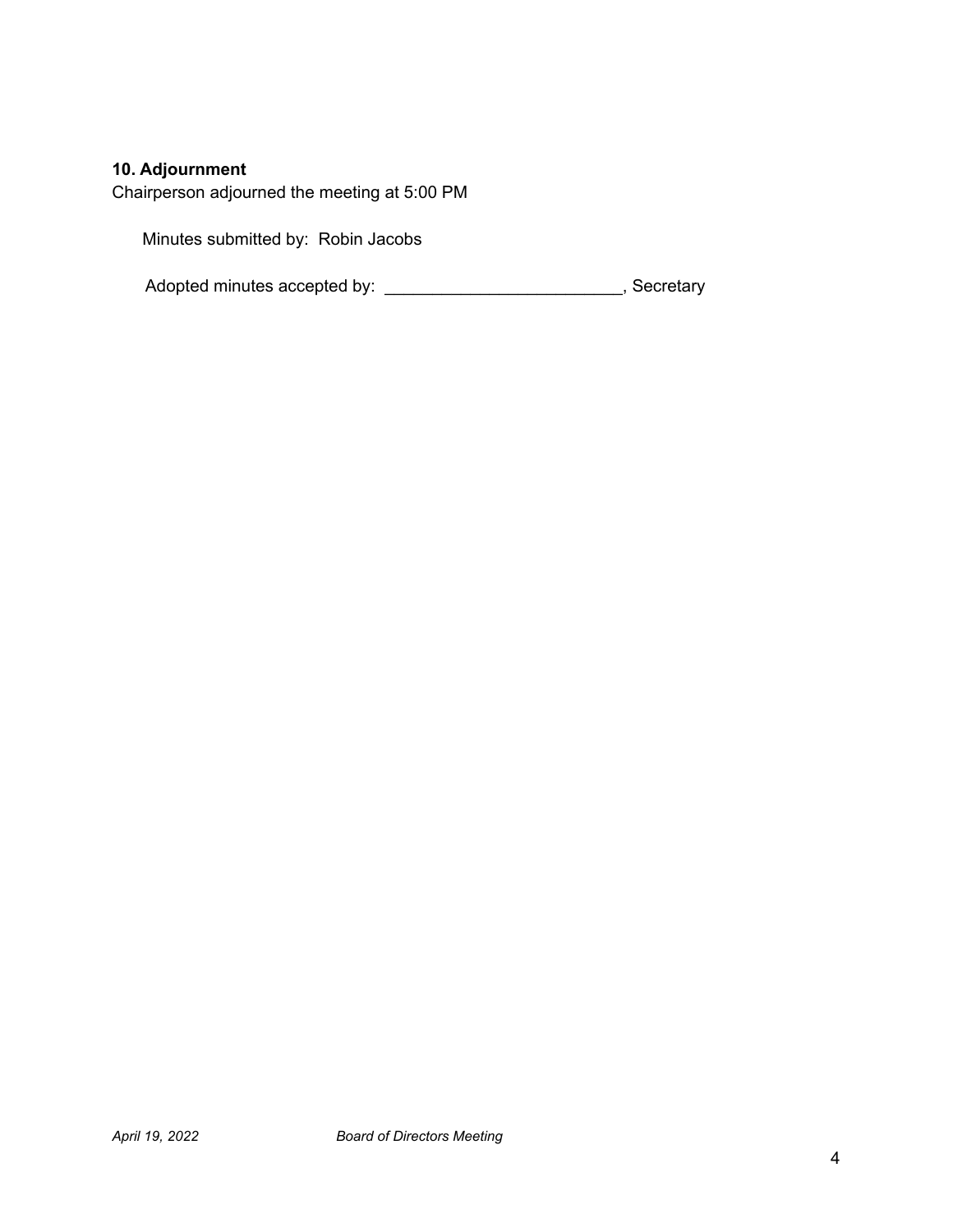**10. Adjournment**

Chairperson adjourned the meeting at 5:00 PM

Minutes submitted by: Robin Jacobs

Adopted minutes accepted by: _________________________, Secretary